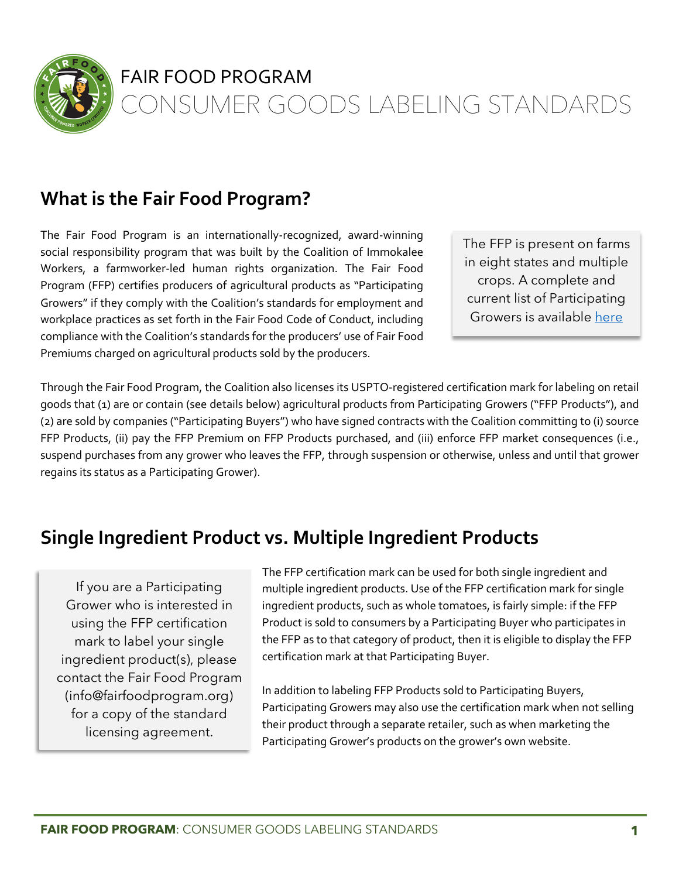# FAIR FOOD PROGRAM
# CONSUMER GOODS LABELING STANDARDS

## What is the Fair Food Program?

The Fair Food Program is an internationally-recognized, award-winning social responsibility program that was built by the Coalition of Immokalee Workers, a farmworker-led human rights organization. The Fair Food Program (FFP) certifies producers of agricultural products as "Participating Growers" if they comply with the Coalition's standards for employment and workplace practices as set forth in the Fair Food Code of Conduct, including compliance with the Coalition's standards for the producers' use of Fair Food Premiums charged on agricultural products sold by the producers.

> The FFP is present on farms in eight states and multiple crops. A complete and current list of Participating Growers is available here

Through the Fair Food Program, the Coalition also licenses its USPTO-registered certification mark for labeling on retail goods that (1) are or contain (see details below) agricultural products from Participating Growers ("FFP Products"), and (2) are sold by companies ("Participating Buyers") who have signed contracts with the Coalition committing to (i) source FFP Products, (ii) pay the FFP Premium on FFP Products purchased, and (iii) enforce FFP market consequences (i.e., suspend purchases from any grower who leaves the FFP, through suspension or otherwise, unless and until that grower regains its status as a Participating Grower).

## Single Ingredient Product vs. Multiple Ingredient Products

> If you are a Participating Grower who is interested in using the FFP certification mark to label your single ingredient product(s), please contact the Fair Food Program (info@fairfoodprogram.org) for a copy of the standard licensing agreement.

The FFP certification mark can be used for both single ingredient and multiple ingredient products. Use of the FFP certification mark for single ingredient products, such as whole tomatoes, is fairly simple: if the FFP Product is sold to consumers by a Participating Buyer who participates in the FFP as to that category of product, then it is eligible to display the FFP certification mark at that Participating Buyer.

In addition to labeling FFP Products sold to Participating Buyers, Participating Growers may also use the certification mark when not selling their product through a separate retailer, such as when marketing the Participating Grower's products on the grower's own website.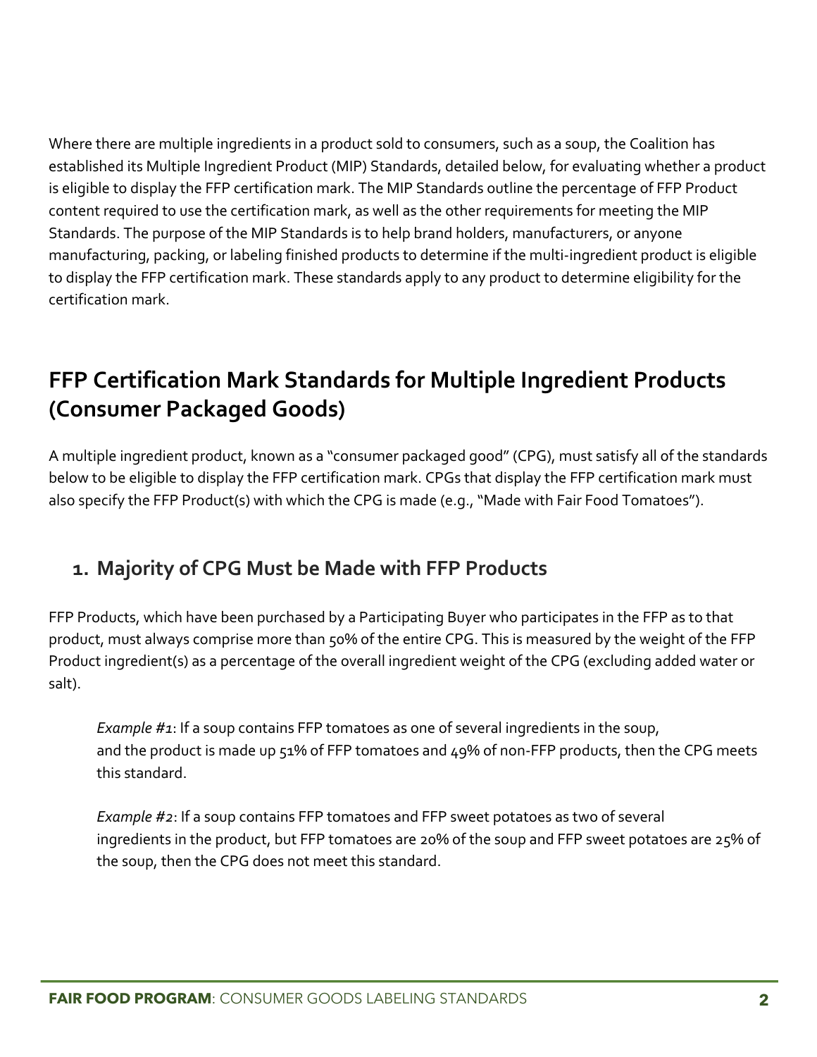Where there are multiple ingredients in a product sold to consumers, such as a soup, the Coalition has established its Multiple Ingredient Product (MIP) Standards, detailed below, for evaluating whether a product is eligible to display the FFP certification mark. The MIP Standards outline the percentage of FFP Product content required to use the certification mark, as well as the other requirements for meeting the MIP Standards. The purpose of the MIP Standards is to help brand holders, manufacturers, or anyone manufacturing, packing, or labeling finished products to determine if the multi-ingredient product is eligible to display the FFP certification mark. These standards apply to any product to determine eligibility for the certification mark.

## FFP Certification Mark Standards for Multiple Ingredient Products (Consumer Packaged Goods)

A multiple ingredient product, known as a "consumer packaged good" (CPG), must satisfy all of the standards below to be eligible to display the FFP certification mark. CPGs that display the FFP certification mark must also specify the FFP Product(s) with which the CPG is made (e.g., "Made with Fair Food Tomatoes").

### 1. Majority of CPG Must be Made with FFP Products

FFP Products, which have been purchased by a Participating Buyer who participates in the FFP as to that product, must always comprise more than 50% of the entire CPG. This is measured by the weight of the FFP Product ingredient(s) as a percentage of the overall ingredient weight of the CPG (excluding added water or salt).

> *Example #1*: If a soup contains FFP tomatoes as one of several ingredients in the soup, and the product is made up 51% of FFP tomatoes and 49% of non-FFP products, then the CPG meets this standard.
>
> *Example #2*: If a soup contains FFP tomatoes and FFP sweet potatoes as two of several ingredients in the product, but FFP tomatoes are 20% of the soup and FFP sweet potatoes are 25% of the soup, then the CPG does not meet this standard.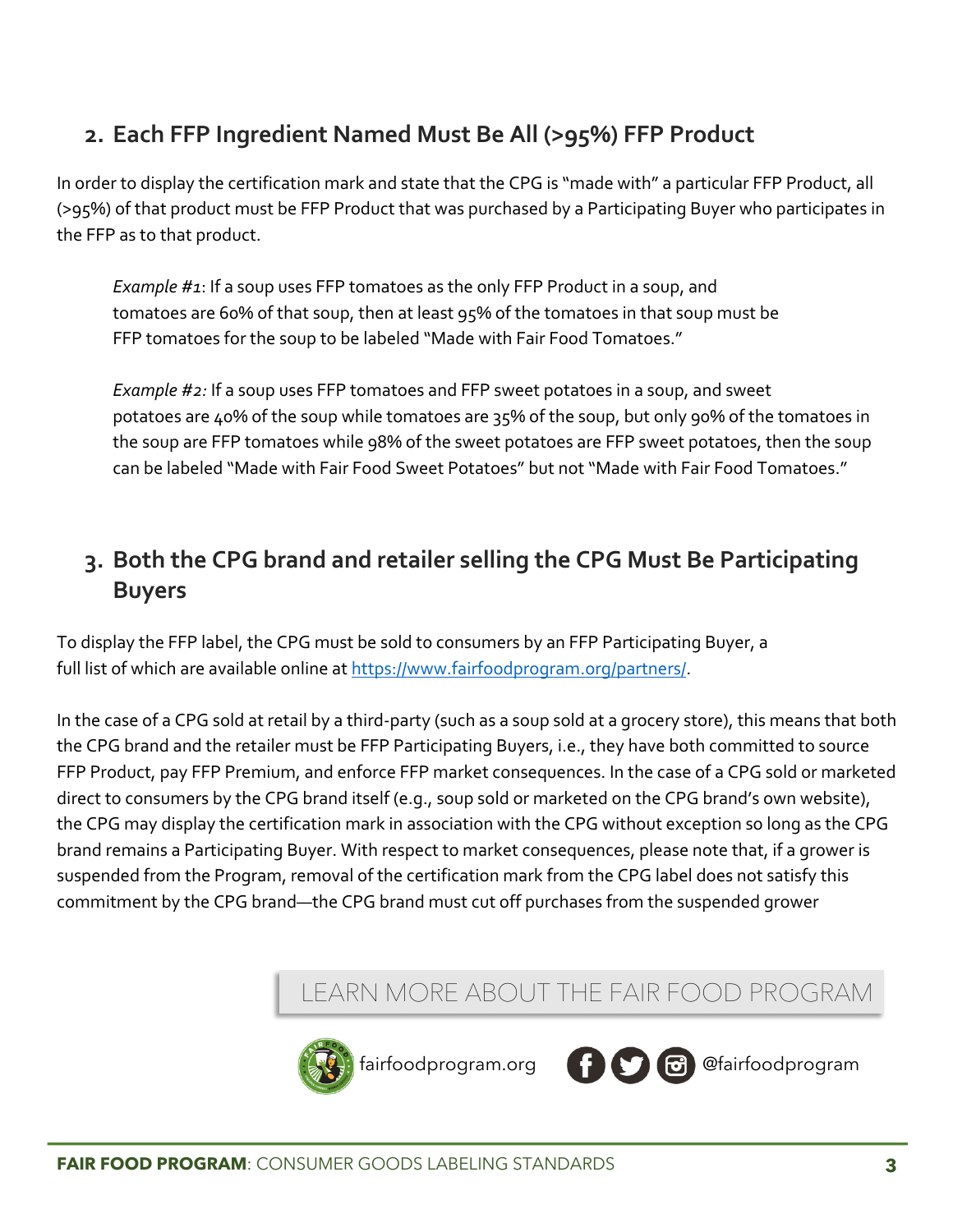## 2. Each FFP Ingredient Named Must Be All (>95%) FFP Product

In order to display the certification mark and state that the CPG is "made with" a particular FFP Product, all (>95%) of that product must be FFP Product that was purchased by a Participating Buyer who participates in the FFP as to that product.

> *Example #1*: If a soup uses FFP tomatoes as the only FFP Product in a soup, and tomatoes are 60% of that soup, then at least 95% of the tomatoes in that soup must be FFP tomatoes for the soup to be labeled "Made with Fair Food Tomatoes."
>
> *Example #2:* If a soup uses FFP tomatoes and FFP sweet potatoes in a soup, and sweet potatoes are 40% of the soup while tomatoes are 35% of the soup, but only 90% of the tomatoes in the soup are FFP tomatoes while 98% of the sweet potatoes are FFP sweet potatoes, then the soup can be labeled "Made with Fair Food Sweet Potatoes" but not "Made with Fair Food Tomatoes."

## 3. Both the CPG brand and retailer selling the CPG Must Be Participating Buyers

To display the FFP label, the CPG must be sold to consumers by an FFP Participating Buyer, a full list of which are available online at [https://www.fairfoodprogram.org/partners/](https://www.fairfoodprogram.org/partners/).

In the case of a CPG sold at retail by a third-party (such as a soup sold at a grocery store), this means that both the CPG brand and the retailer must be FFP Participating Buyers, i.e., they have both committed to source FFP Product, pay FFP Premium, and enforce FFP market consequences. In the case of a CPG sold or marketed direct to consumers by the CPG brand itself (e.g., soup sold or marketed on the CPG brand's own website), the CPG may display the certification mark in association with the CPG without exception so long as the CPG brand remains a Participating Buyer. With respect to market consequences, please note that, if a grower is suspended from the Program, removal of the certification mark from the CPG label does not satisfy this commitment by the CPG brand—the CPG brand must cut off purchases from the suspended grower

LEARN MORE ABOUT THE FAIR FOOD PROGRAM

fairfoodprogram.org

@fairfoodprogram